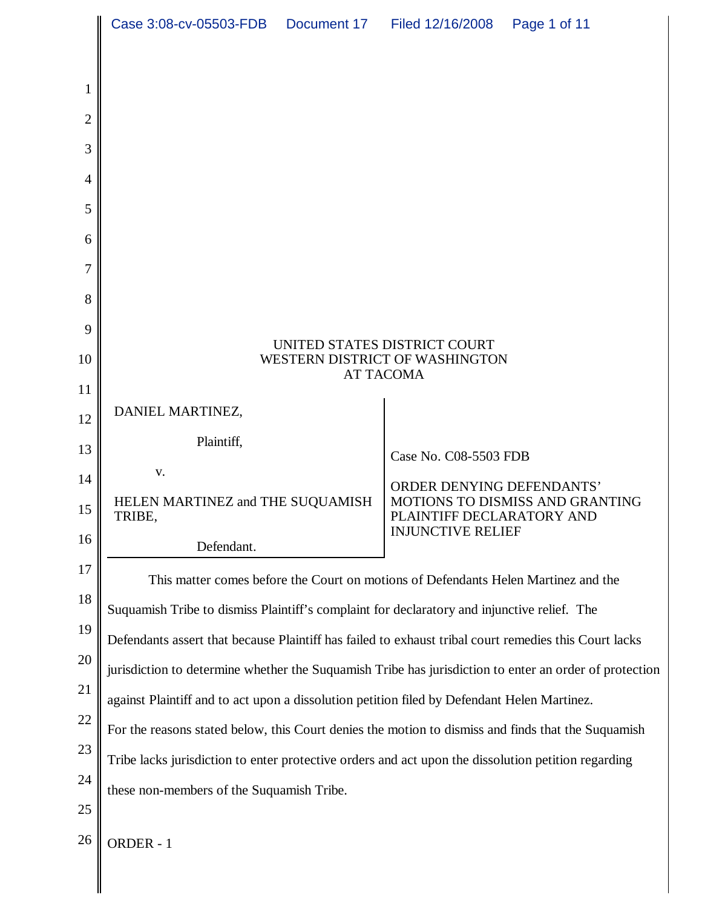UNITED STATES DISTRICT COURT
WESTERN DISTRICT OF WASHINGTON
AT TACOMA

DANIEL MARTINEZ,

Plaintiff,

v.

HELEN MARTINEZ and THE SUQUAMISH TRIBE,

Defendant.

Case No. C08-5503 FDB

ORDER DENYING DEFENDANTS' MOTIONS TO DISMISS AND GRANTING PLAINTIFF DECLARATORY AND INJUNCTIVE RELIEF

This matter comes before the Court on motions of Defendants Helen Martinez and the Suquamish Tribe to dismiss Plaintiff's complaint for declaratory and injunctive relief. The Defendants assert that because Plaintiff has failed to exhaust tribal court remedies this Court lacks jurisdiction to determine whether the Suquamish Tribe has jurisdiction to enter an order of protection against Plaintiff and to act upon a dissolution petition filed by Defendant Helen Martinez. For the reasons stated below, this Court denies the motion to dismiss and finds that the Suquamish Tribe lacks jurisdiction to enter protective orders and act upon the dissolution petition regarding these non-members of the Suquamish Tribe.

ORDER - 1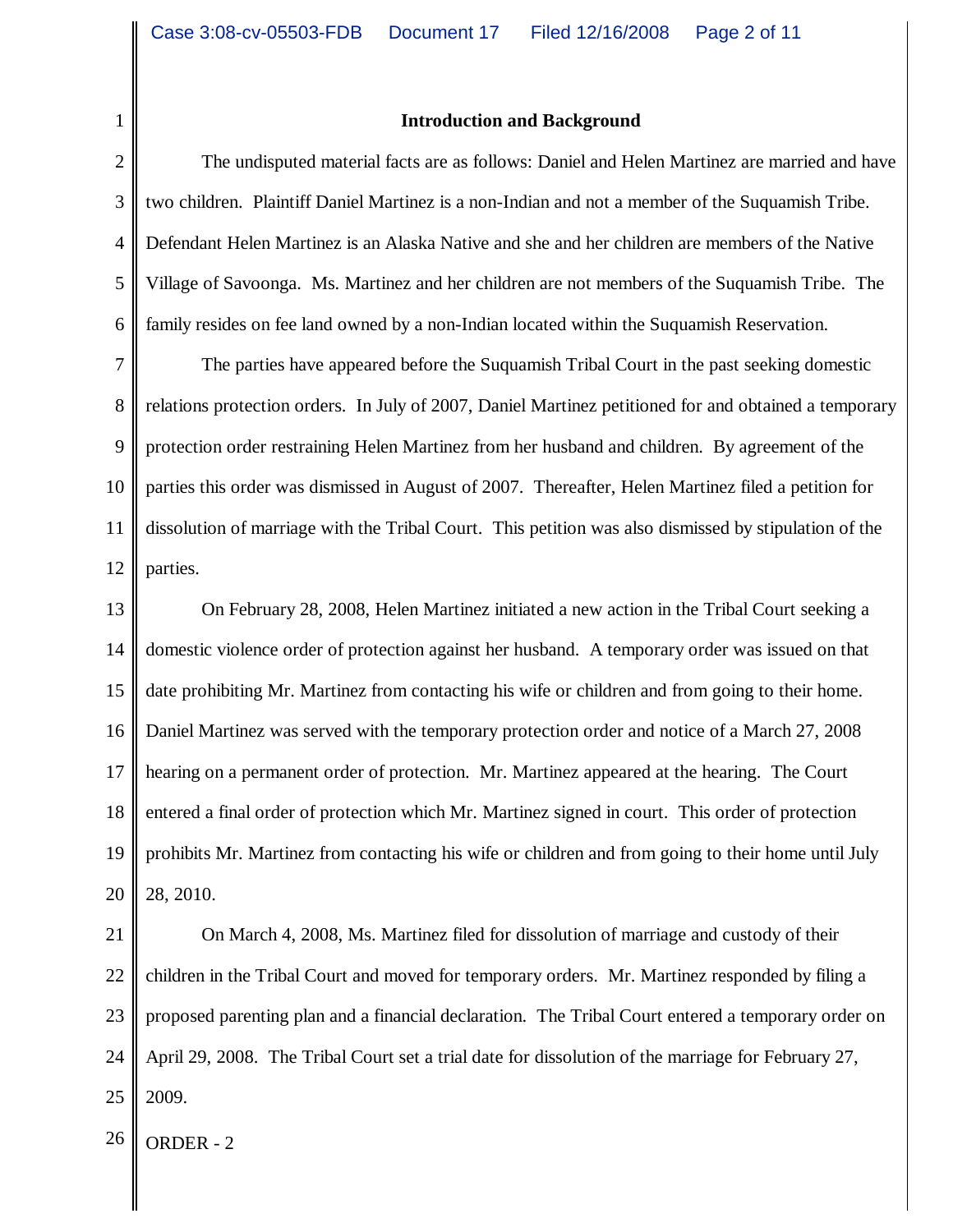## Introduction and Background

The undisputed material facts are as follows: Daniel and Helen Martinez are married and have two children. Plaintiff Daniel Martinez is a non-Indian and not a member of the Suquamish Tribe. Defendant Helen Martinez is an Alaska Native and she and her children are members of the Native Village of Savoonga. Ms. Martinez and her children are not members of the Suquamish Tribe. The family resides on fee land owned by a non-Indian located within the Suquamish Reservation.

The parties have appeared before the Suquamish Tribal Court in the past seeking domestic relations protection orders. In July of 2007, Daniel Martinez petitioned for and obtained a temporary protection order restraining Helen Martinez from her husband and children. By agreement of the parties this order was dismissed in August of 2007. Thereafter, Helen Martinez filed a petition for dissolution of marriage with the Tribal Court. This petition was also dismissed by stipulation of the parties.

On February 28, 2008, Helen Martinez initiated a new action in the Tribal Court seeking a domestic violence order of protection against her husband. A temporary order was issued on that date prohibiting Mr. Martinez from contacting his wife or children and from going to their home. Daniel Martinez was served with the temporary protection order and notice of a March 27, 2008 hearing on a permanent order of protection. Mr. Martinez appeared at the hearing. The Court entered a final order of protection which Mr. Martinez signed in court. This order of protection prohibits Mr. Martinez from contacting his wife or children and from going to their home until July 28, 2010.

On March 4, 2008, Ms. Martinez filed for dissolution of marriage and custody of their children in the Tribal Court and moved for temporary orders. Mr. Martinez responded by filing a proposed parenting plan and a financial declaration. The Tribal Court entered a temporary order on April 29, 2008. The Tribal Court set a trial date for dissolution of the marriage for February 27, 2009.

ORDER - 2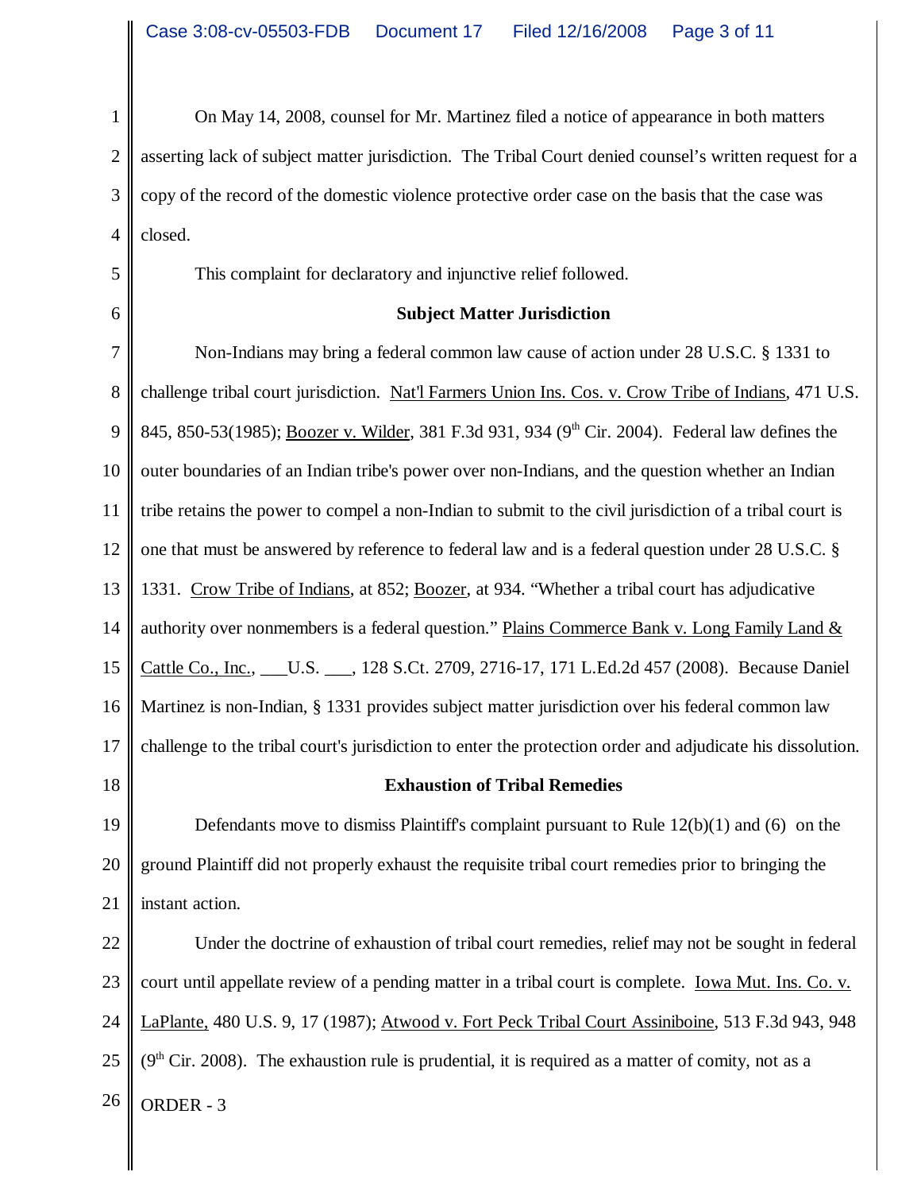On May 14, 2008, counsel for Mr. Martinez filed a notice of appearance in both matters asserting lack of subject matter jurisdiction. The Tribal Court denied counsel's written request for a copy of the record of the domestic violence protective order case on the basis that the case was closed.

This complaint for declaratory and injunctive relief followed.

**Subject Matter Jurisdiction**

Non-Indians may bring a federal common law cause of action under 28 U.S.C. § 1331 to challenge tribal court jurisdiction. Nat'l Farmers Union Ins. Cos. v. Crow Tribe of Indians, 471 U.S. 845, 850-53(1985); Boozer v. Wilder, 381 F.3d 931, 934 (9th Cir. 2004). Federal law defines the outer boundaries of an Indian tribe's power over non-Indians, and the question whether an Indian tribe retains the power to compel a non-Indian to submit to the civil jurisdiction of a tribal court is one that must be answered by reference to federal law and is a federal question under 28 U.S.C. § 1331. Crow Tribe of Indians, at 852; Boozer, at 934. "Whether a tribal court has adjudicative authority over nonmembers is a federal question." Plains Commerce Bank v. Long Family Land & Cattle Co., Inc., ___U.S. ___, 128 S.Ct. 2709, 2716-17, 171 L.Ed.2d 457 (2008). Because Daniel Martinez is non-Indian, § 1331 provides subject matter jurisdiction over his federal common law challenge to the tribal court's jurisdiction to enter the protection order and adjudicate his dissolution.

**Exhaustion of Tribal Remedies**

Defendants move to dismiss Plaintiff's complaint pursuant to Rule 12(b)(1) and (6) on the ground Plaintiff did not properly exhaust the requisite tribal court remedies prior to bringing the instant action.

Under the doctrine of exhaustion of tribal court remedies, relief may not be sought in federal court until appellate review of a pending matter in a tribal court is complete. Iowa Mut. Ins. Co. v. LaPlante, 480 U.S. 9, 17 (1987); Atwood v. Fort Peck Tribal Court Assiniboine, 513 F.3d 943, 948 (9th Cir. 2008). The exhaustion rule is prudential, it is required as a matter of comity, not as a

ORDER - 3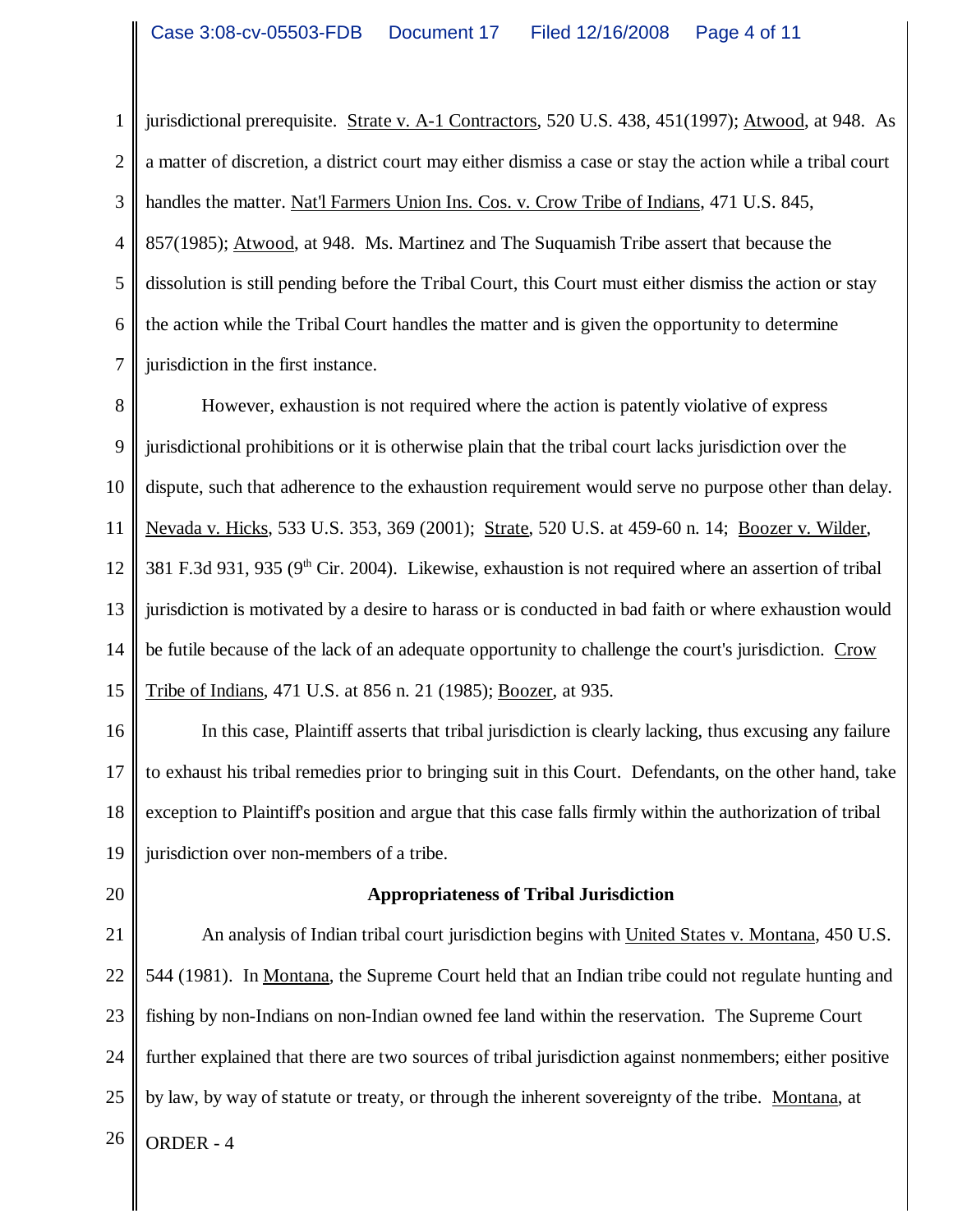jurisdictional prerequisite. Strate v. A-1 Contractors, 520 U.S. 438, 451(1997); Atwood, at 948. As a matter of discretion, a district court may either dismiss a case or stay the action while a tribal court handles the matter. Nat'l Farmers Union Ins. Cos. v. Crow Tribe of Indians, 471 U.S. 845, 857(1985); Atwood, at 948. Ms. Martinez and The Suquamish Tribe assert that because the dissolution is still pending before the Tribal Court, this Court must either dismiss the action or stay the action while the Tribal Court handles the matter and is given the opportunity to determine jurisdiction in the first instance.

However, exhaustion is not required where the action is patently violative of express jurisdictional prohibitions or it is otherwise plain that the tribal court lacks jurisdiction over the dispute, such that adherence to the exhaustion requirement would serve no purpose other than delay. Nevada v. Hicks, 533 U.S. 353, 369 (2001); Strate, 520 U.S. at 459-60 n. 14; Boozer v. Wilder, 381 F.3d 931, 935 (9th Cir. 2004). Likewise, exhaustion is not required where an assertion of tribal jurisdiction is motivated by a desire to harass or is conducted in bad faith or where exhaustion would be futile because of the lack of an adequate opportunity to challenge the court's jurisdiction. Crow Tribe of Indians, 471 U.S. at 856 n. 21 (1985); Boozer, at 935.

In this case, Plaintiff asserts that tribal jurisdiction is clearly lacking, thus excusing any failure to exhaust his tribal remedies prior to bringing suit in this Court. Defendants, on the other hand, take exception to Plaintiff's position and argue that this case falls firmly within the authorization of tribal jurisdiction over non-members of a tribe.

**Appropriateness of Tribal Jurisdiction**

An analysis of Indian tribal court jurisdiction begins with United States v. Montana, 450 U.S. 544 (1981). In Montana, the Supreme Court held that an Indian tribe could not regulate hunting and fishing by non-Indians on non-Indian owned fee land within the reservation. The Supreme Court further explained that there are two sources of tribal jurisdiction against nonmembers; either positive by law, by way of statute or treaty, or through the inherent sovereignty of the tribe. Montana, at

ORDER - 4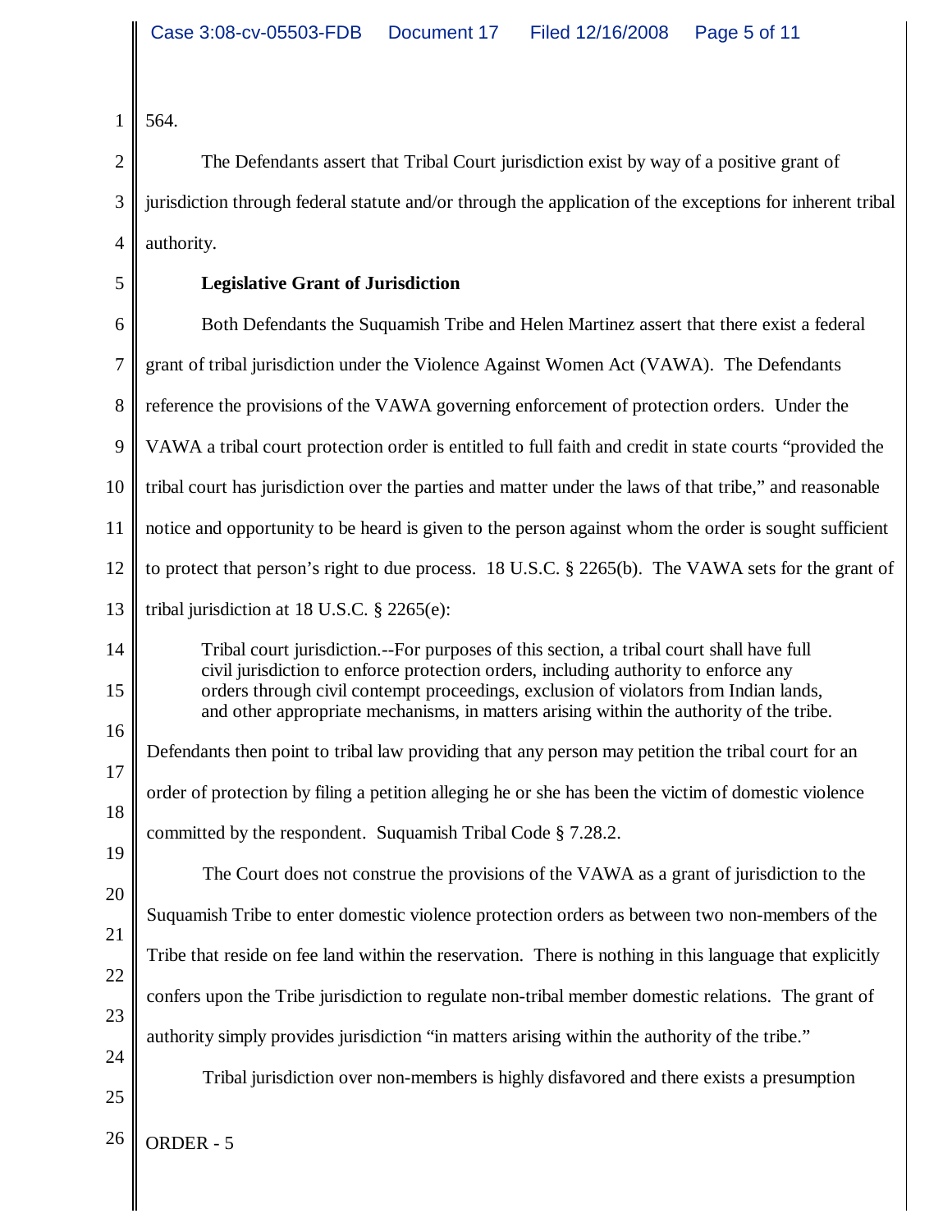564.

The Defendants assert that Tribal Court jurisdiction exist by way of a positive grant of jurisdiction through federal statute and/or through the application of the exceptions for inherent tribal authority.

**Legislative Grant of Jurisdiction**

Both Defendants the Suquamish Tribe and Helen Martinez assert that there exist a federal grant of tribal jurisdiction under the Violence Against Women Act (VAWA). The Defendants reference the provisions of the VAWA governing enforcement of protection orders. Under the VAWA a tribal court protection order is entitled to full faith and credit in state courts "provided the tribal court has jurisdiction over the parties and matter under the laws of that tribe," and reasonable notice and opportunity to be heard is given to the person against whom the order is sought sufficient to protect that person's right to due process. 18 U.S.C. § 2265(b). The VAWA sets for the grant of tribal jurisdiction at 18 U.S.C. § 2265(e):

> Tribal court jurisdiction.--For purposes of this section, a tribal court shall have full civil jurisdiction to enforce protection orders, including authority to enforce any orders through civil contempt proceedings, exclusion of violators from Indian lands, and other appropriate mechanisms, in matters arising within the authority of the tribe.

Defendants then point to tribal law providing that any person may petition the tribal court for an order of protection by filing a petition alleging he or she has been the victim of domestic violence committed by the respondent. Suquamish Tribal Code § 7.28.2.

The Court does not construe the provisions of the VAWA as a grant of jurisdiction to the Suquamish Tribe to enter domestic violence protection orders as between two non-members of the Tribe that reside on fee land within the reservation. There is nothing in this language that explicitly confers upon the Tribe jurisdiction to regulate non-tribal member domestic relations. The grant of authority simply provides jurisdiction "in matters arising within the authority of the tribe."

Tribal jurisdiction over non-members is highly disfavored and there exists a presumption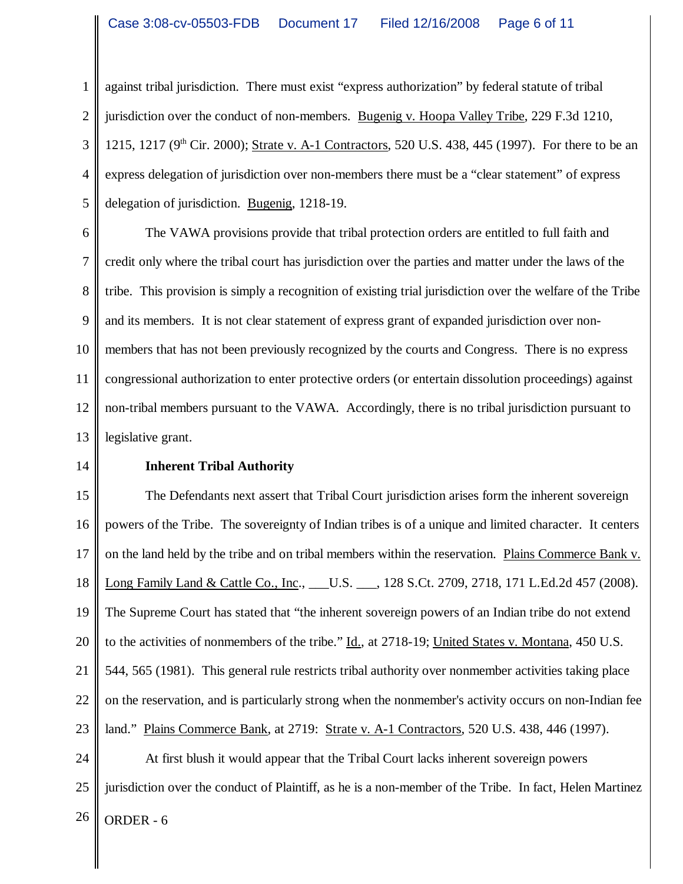against tribal jurisdiction. There must exist "express authorization" by federal statute of tribal jurisdiction over the conduct of non-members. Bugenig v. Hoopa Valley Tribe, 229 F.3d 1210, 1215, 1217 (9th Cir. 2000); Strate v. A-1 Contractors, 520 U.S. 438, 445 (1997). For there to be an express delegation of jurisdiction over non-members there must be a "clear statement" of express delegation of jurisdiction. Bugenig, 1218-19.

The VAWA provisions provide that tribal protection orders are entitled to full faith and credit only where the tribal court has jurisdiction over the parties and matter under the laws of the tribe. This provision is simply a recognition of existing trial jurisdiction over the welfare of the Tribe and its members. It is not clear statement of express grant of expanded jurisdiction over non-members that has not been previously recognized by the courts and Congress. There is no express congressional authorization to enter protective orders (or entertain dissolution proceedings) against non-tribal members pursuant to the VAWA. Accordingly, there is no tribal jurisdiction pursuant to legislative grant.

**Inherent Tribal Authority**

The Defendants next assert that Tribal Court jurisdiction arises form the inherent sovereign powers of the Tribe. The sovereignty of Indian tribes is of a unique and limited character. It centers on the land held by the tribe and on tribal members within the reservation. Plains Commerce Bank v. Long Family Land & Cattle Co., Inc., ___U.S. ___, 128 S.Ct. 2709, 2718, 171 L.Ed.2d 457 (2008). The Supreme Court has stated that "the inherent sovereign powers of an Indian tribe do not extend to the activities of nonmembers of the tribe." Id., at 2718-19; United States v. Montana, 450 U.S. 544, 565 (1981). This general rule restricts tribal authority over nonmember activities taking place on the reservation, and is particularly strong when the nonmember's activity occurs on non-Indian fee land." Plains Commerce Bank, at 2719: Strate v. A-1 Contractors, 520 U.S. 438, 446 (1997).

At first blush it would appear that the Tribal Court lacks inherent sovereign powers jurisdiction over the conduct of Plaintiff, as he is a non-member of the Tribe. In fact, Helen Martinez

ORDER - 6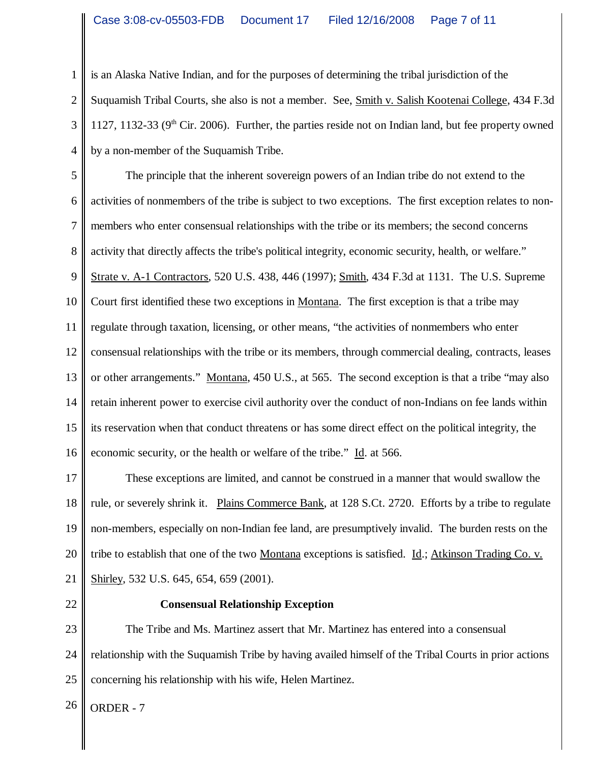is an Alaska Native Indian, and for the purposes of determining the tribal jurisdiction of the Suquamish Tribal Courts, she also is not a member. See, Smith v. Salish Kootenai College, 434 F.3d 1127, 1132-33 (9th Cir. 2006). Further, the parties reside not on Indian land, but fee property owned by a non-member of the Suquamish Tribe.

The principle that the inherent sovereign powers of an Indian tribe do not extend to the activities of nonmembers of the tribe is subject to two exceptions. The first exception relates to non-members who enter consensual relationships with the tribe or its members; the second concerns activity that directly affects the tribe's political integrity, economic security, health, or welfare." Strate v. A-1 Contractors, 520 U.S. 438, 446 (1997); Smith, 434 F.3d at 1131. The U.S. Supreme Court first identified these two exceptions in Montana. The first exception is that a tribe may regulate through taxation, licensing, or other means, "the activities of nonmembers who enter consensual relationships with the tribe or its members, through commercial dealing, contracts, leases or other arrangements." Montana, 450 U.S., at 565. The second exception is that a tribe "may also retain inherent power to exercise civil authority over the conduct of non-Indians on fee lands within its reservation when that conduct threatens or has some direct effect on the political integrity, the economic security, or the health or welfare of the tribe." Id. at 566.

These exceptions are limited, and cannot be construed in a manner that would swallow the rule, or severely shrink it. Plains Commerce Bank, at 128 S.Ct. 2720. Efforts by a tribe to regulate non-members, especially on non-Indian fee land, are presumptively invalid. The burden rests on the tribe to establish that one of the two Montana exceptions is satisfied. Id.; Atkinson Trading Co. v. Shirley, 532 U.S. 645, 654, 659 (2001).

**Consensual Relationship Exception**

The Tribe and Ms. Martinez assert that Mr. Martinez has entered into a consensual relationship with the Suquamish Tribe by having availed himself of the Tribal Courts in prior actions concerning his relationship with his wife, Helen Martinez.

ORDER - 7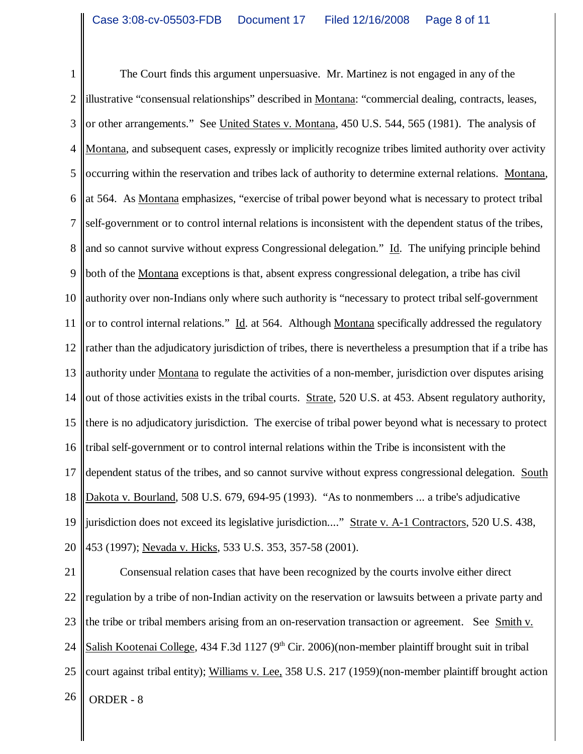The Court finds this argument unpersuasive. Mr. Martinez is not engaged in any of the illustrative "consensual relationships" described in Montana: "commercial dealing, contracts, leases, or other arrangements." See United States v. Montana, 450 U.S. 544, 565 (1981). The analysis of Montana, and subsequent cases, expressly or implicitly recognize tribes limited authority over activity occurring within the reservation and tribes lack of authority to determine external relations. Montana, at 564. As Montana emphasizes, "exercise of tribal power beyond what is necessary to protect tribal self-government or to control internal relations is inconsistent with the dependent status of the tribes, and so cannot survive without express Congressional delegation." Id. The unifying principle behind both of the Montana exceptions is that, absent express congressional delegation, a tribe has civil authority over non-Indians only where such authority is "necessary to protect tribal self-government or to control internal relations." Id. at 564. Although Montana specifically addressed the regulatory rather than the adjudicatory jurisdiction of tribes, there is nevertheless a presumption that if a tribe has authority under Montana to regulate the activities of a non-member, jurisdiction over disputes arising out of those activities exists in the tribal courts. Strate, 520 U.S. at 453. Absent regulatory authority, there is no adjudicatory jurisdiction. The exercise of tribal power beyond what is necessary to protect tribal self-government or to control internal relations within the Tribe is inconsistent with the dependent status of the tribes, and so cannot survive without express congressional delegation. South Dakota v. Bourland, 508 U.S. 679, 694-95 (1993). "As to nonmembers ... a tribe's adjudicative jurisdiction does not exceed its legislative jurisdiction...." Strate v. A-1 Contractors, 520 U.S. 438, 453 (1997); Nevada v. Hicks, 533 U.S. 353, 357-58 (2001).

Consensual relation cases that have been recognized by the courts involve either direct regulation by a tribe of non-Indian activity on the reservation or lawsuits between a private party and the tribe or tribal members arising from an on-reservation transaction or agreement. See Smith v. Salish Kootenai College, 434 F.3d 1127 (9th Cir. 2006)(non-member plaintiff brought suit in tribal court against tribal entity); Williams v. Lee, 358 U.S. 217 (1959)(non-member plaintiff brought action

ORDER - 8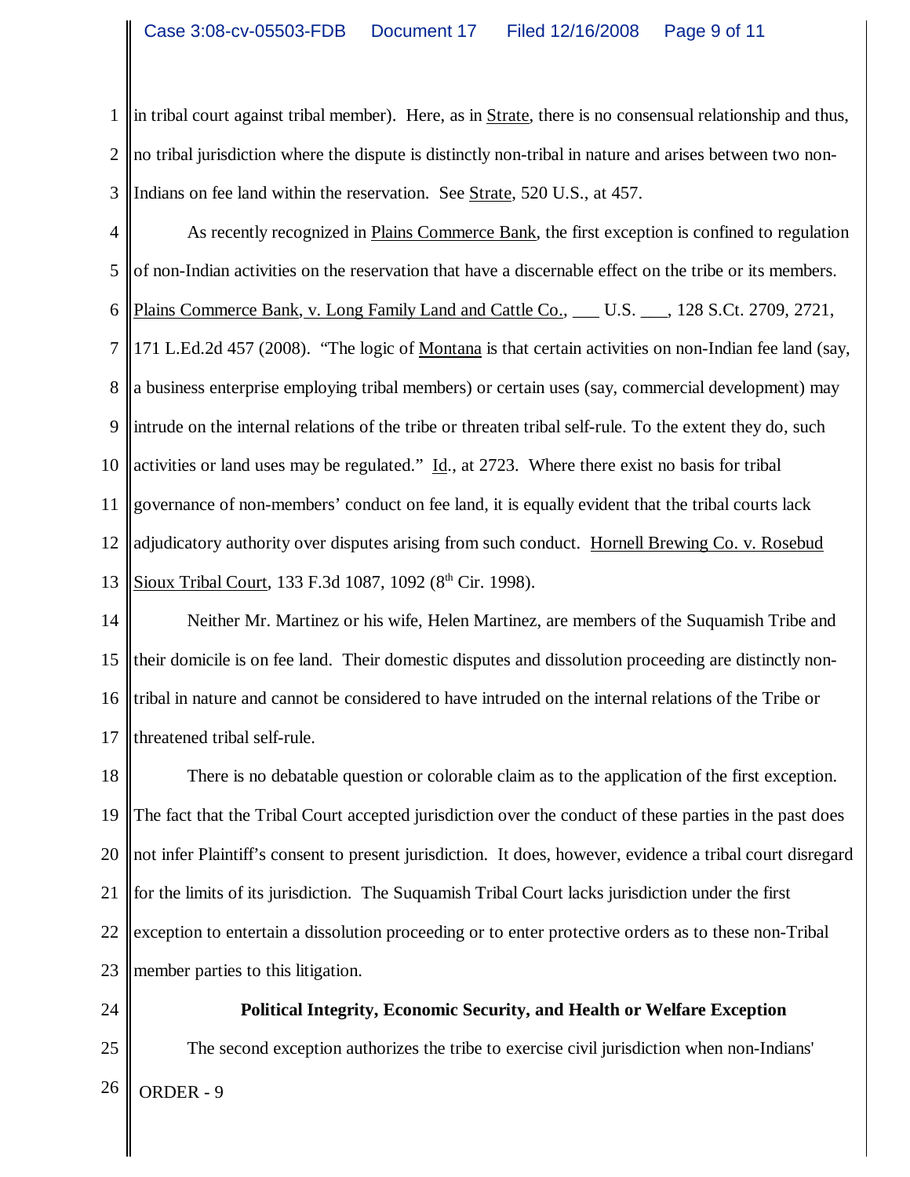in tribal court against tribal member). Here, as in Strate, there is no consensual relationship and thus, no tribal jurisdiction where the dispute is distinctly non-tribal in nature and arises between two non-Indians on fee land within the reservation. See Strate, 520 U.S., at 457.

As recently recognized in Plains Commerce Bank, the first exception is confined to regulation of non-Indian activities on the reservation that have a discernable effect on the tribe or its members. Plains Commerce Bank, v. Long Family Land and Cattle Co., ___ U.S. ___, 128 S.Ct. 2709, 2721, 171 L.Ed.2d 457 (2008). "The logic of Montana is that certain activities on non-Indian fee land (say, a business enterprise employing tribal members) or certain uses (say, commercial development) may intrude on the internal relations of the tribe or threaten tribal self-rule. To the extent they do, such activities or land uses may be regulated." Id., at 2723. Where there exist no basis for tribal governance of non-members' conduct on fee land, it is equally evident that the tribal courts lack adjudicatory authority over disputes arising from such conduct. Hornell Brewing Co. v. Rosebud Sioux Tribal Court, 133 F.3d 1087, 1092 (8th Cir. 1998).

Neither Mr. Martinez or his wife, Helen Martinez, are members of the Suquamish Tribe and their domicile is on fee land. Their domestic disputes and dissolution proceeding are distinctly non-tribal in nature and cannot be considered to have intruded on the internal relations of the Tribe or threatened tribal self-rule.

There is no debatable question or colorable claim as to the application of the first exception. The fact that the Tribal Court accepted jurisdiction over the conduct of these parties in the past does not infer Plaintiff's consent to present jurisdiction. It does, however, evidence a tribal court disregard for the limits of its jurisdiction. The Suquamish Tribal Court lacks jurisdiction under the first exception to entertain a dissolution proceeding or to enter protective orders as to these non-Tribal member parties to this litigation.

**Political Integrity, Economic Security, and Health or Welfare Exception**

The second exception authorizes the tribe to exercise civil jurisdiction when non-Indians'

ORDER - 9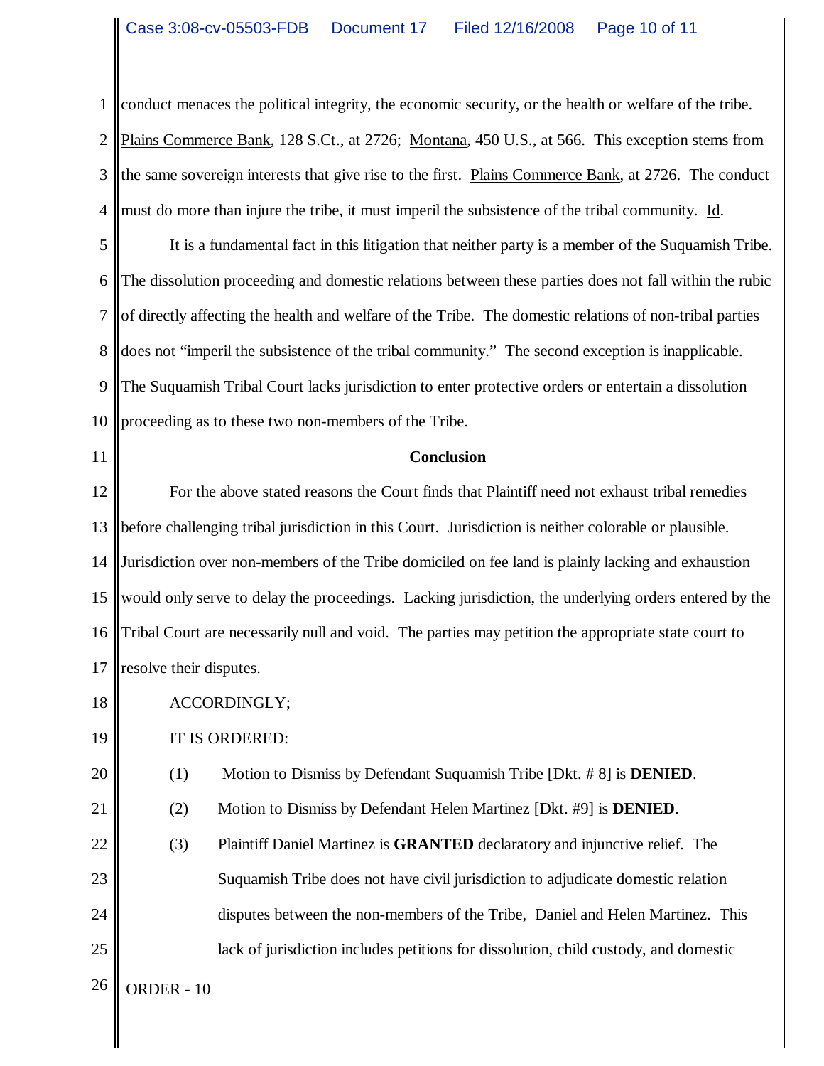conduct menaces the political integrity, the economic security, or the health or welfare of the tribe. Plains Commerce Bank, 128 S.Ct., at 2726; Montana, 450 U.S., at 566. This exception stems from the same sovereign interests that give rise to the first. Plains Commerce Bank, at 2726. The conduct must do more than injure the tribe, it must imperil the subsistence of the tribal community. Id.

It is a fundamental fact in this litigation that neither party is a member of the Suquamish Tribe. The dissolution proceeding and domestic relations between these parties does not fall within the rubic of directly affecting the health and welfare of the Tribe. The domestic relations of non-tribal parties does not "imperil the subsistence of the tribal community." The second exception is inapplicable. The Suquamish Tribal Court lacks jurisdiction to enter protective orders or entertain a dissolution proceeding as to these two non-members of the Tribe.

**Conclusion**

For the above stated reasons the Court finds that Plaintiff need not exhaust tribal remedies before challenging tribal jurisdiction in this Court. Jurisdiction is neither colorable or plausible. Jurisdiction over non-members of the Tribe domiciled on fee land is plainly lacking and exhaustion would only serve to delay the proceedings. Lacking jurisdiction, the underlying orders entered by the Tribal Court are necessarily null and void. The parties may petition the appropriate state court to resolve their disputes.

ACCORDINGLY;

IT IS ORDERED:

(1) Motion to Dismiss by Defendant Suquamish Tribe [Dkt. # 8] is **DENIED**.

(2) Motion to Dismiss by Defendant Helen Martinez [Dkt. #9] is **DENIED**.

(3) Plaintiff Daniel Martinez is **GRANTED** declaratory and injunctive relief. The Suquamish Tribe does not have civil jurisdiction to adjudicate domestic relation disputes between the non-members of the Tribe, Daniel and Helen Martinez. This lack of jurisdiction includes petitions for dissolution, child custody, and domestic

ORDER - 10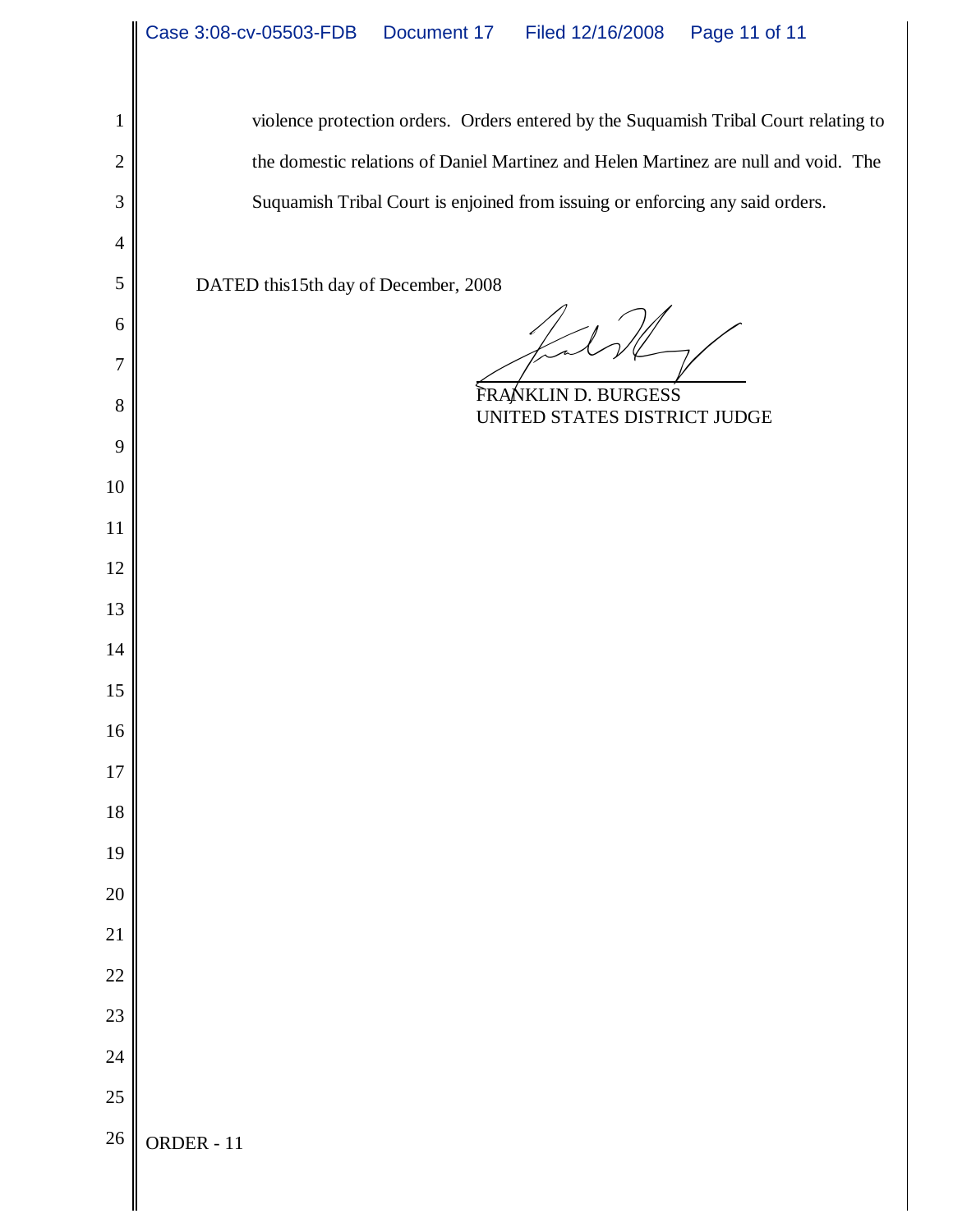violence protection orders. Orders entered by the Suquamish Tribal Court relating to the domestic relations of Daniel Martinez and Helen Martinez are null and void. The Suquamish Tribal Court is enjoined from issuing or enforcing any said orders.

DATED this15th day of December, 2008

FRANKLIN D. BURGESS
UNITED STATES DISTRICT JUDGE

ORDER - 11